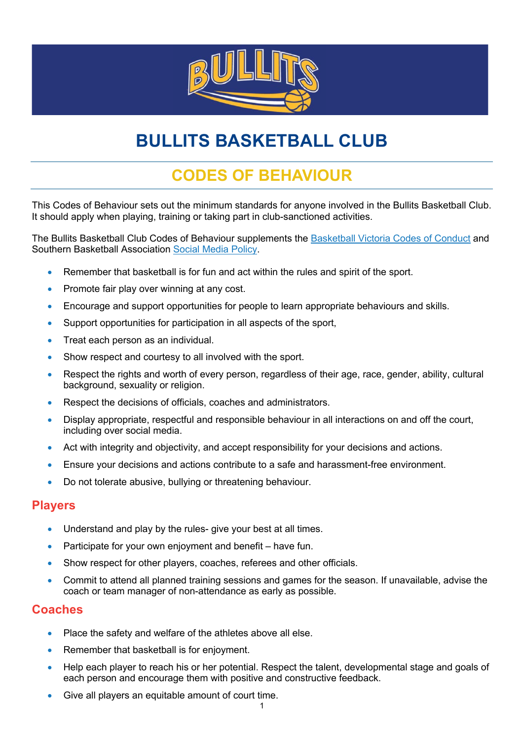# BULLITS BASKETBALL CLUB

## CODES OF BEHAVIOUR

This Codes of Behaviour sets out the minimum standards for anyone involved in the Bullits Basketball Club. It should apply when playing, training or taking part in club-sanctioned activities.

The Bullits Basketball Club Codes of Behaviour supplements the [Basketball Victoria Codes of Conduct]() and Southern Basketball Association [Social Media Policy]().

- Remember that basketball is for fun and act within the rules and spirit of the sport.
- Promote fair play over winning at any cost.
- Encourage and support opportunities for people to learn appropriate behaviours and skills.
- Support opportunities for participation in all aspects of the sport,
- Treat each person as an individual.
- Show respect and courtesy to all involved with the sport.
- Respect the rights and worth of every person, regardless of their age, race, gender, ability, cultural background, sexuality or religion.
- Respect the decisions of officials, coaches and administrators.
- Display appropriate, respectful and responsible behaviour in all interactions on and off the court, including over social media.
- Act with integrity and objectivity, and accept responsibility for your decisions and actions.
- Ensure your decisions and actions contribute to a safe and harassment-free environment.
- Do not tolerate abusive, bullying or threatening behaviour.

### Players

- Understand and play by the rules- give your best at all times.
- Participate for your own enjoyment and benefit – have fun.
- Show respect for other players, coaches, referees and other officials.
- Commit to attend all planned training sessions and games for the season. If unavailable, advise the coach or team manager of non-attendance as early as possible.

### Coaches

- Place the safety and welfare of the athletes above all else.
- Remember that basketball is for enjoyment.
- Help each player to reach his or her potential. Respect the talent, developmental stage and goals of each person and encourage them with positive and constructive feedback.
- Give all players an equitable amount of court time.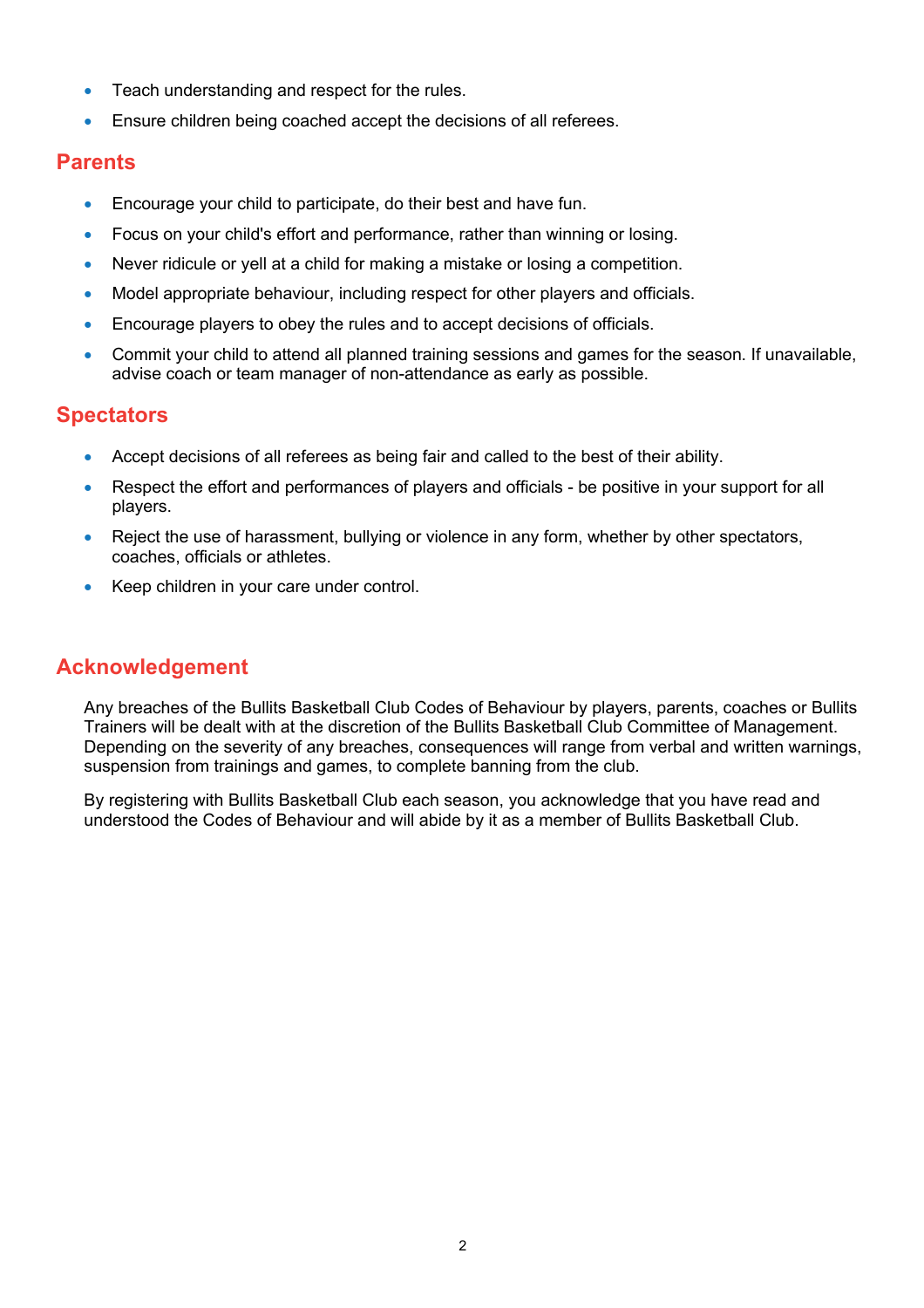- Teach understanding and respect for the rules.
- Ensure children being coached accept the decisions of all referees.

## Parents

- Encourage your child to participate, do their best and have fun.
- Focus on your child's effort and performance, rather than winning or losing.
- Never ridicule or yell at a child for making a mistake or losing a competition.
- Model appropriate behaviour, including respect for other players and officials.
- Encourage players to obey the rules and to accept decisions of officials.
- Commit your child to attend all planned training sessions and games for the season. If unavailable, advise coach or team manager of non-attendance as early as possible.

## Spectators

- Accept decisions of all referees as being fair and called to the best of their ability.
- Respect the effort and performances of players and officials - be positive in your support for all players.
- Reject the use of harassment, bullying or violence in any form, whether by other spectators, coaches, officials or athletes.
- Keep children in your care under control.

## Acknowledgement

Any breaches of the Bullits Basketball Club Codes of Behaviour by players, parents, coaches or Bullits Trainers will be dealt with at the discretion of the Bullits Basketball Club Committee of Management. Depending on the severity of any breaches, consequences will range from verbal and written warnings, suspension from trainings and games, to complete banning from the club.

By registering with Bullits Basketball Club each season, you acknowledge that you have read and understood the Codes of Behaviour and will abide by it as a member of Bullits Basketball Club.